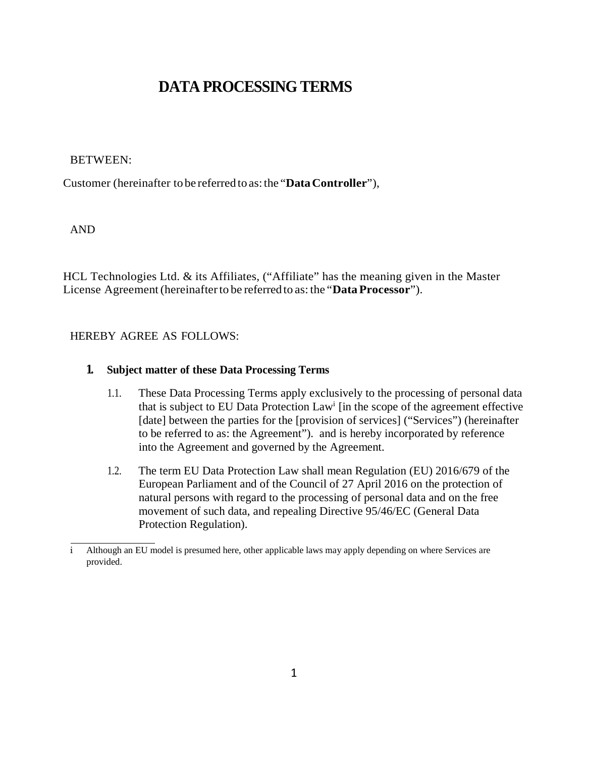# DATA PROCESSING TERMS

BETWEEN:

Customer (hereinafter to be referred to as: the "**Data Controller**"),

AND

HCL Technologies Ltd. & its Affiliates, ("Affiliate" has the meaning given in the Master License Agreement (hereinafter to be referred to as: the "**Data Processor**").

HEREBY AGREE AS FOLLOWS:

## 1. Subject matter of these Data Processing Terms

1.1. These Data Processing Terms apply exclusively to the processing of personal data that is subject to EU Data Protection Law[i] [in the scope of the agreement effective [date] between the parties for the [provision of services] ("Services") (hereinafter to be referred to as: the Agreement"). and is hereby incorporated by reference into the Agreement and governed by the Agreement.

1.2. The term EU Data Protection Law shall mean Regulation (EU) 2016/679 of the European Parliament and of the Council of 27 April 2016 on the protection of natural persons with regard to the processing of personal data and on the free movement of such data, and repealing Directive 95/46/EC (General Data Protection Regulation).

---

i Although an EU model is presumed here, other applicable laws may apply depending on where Services are provided.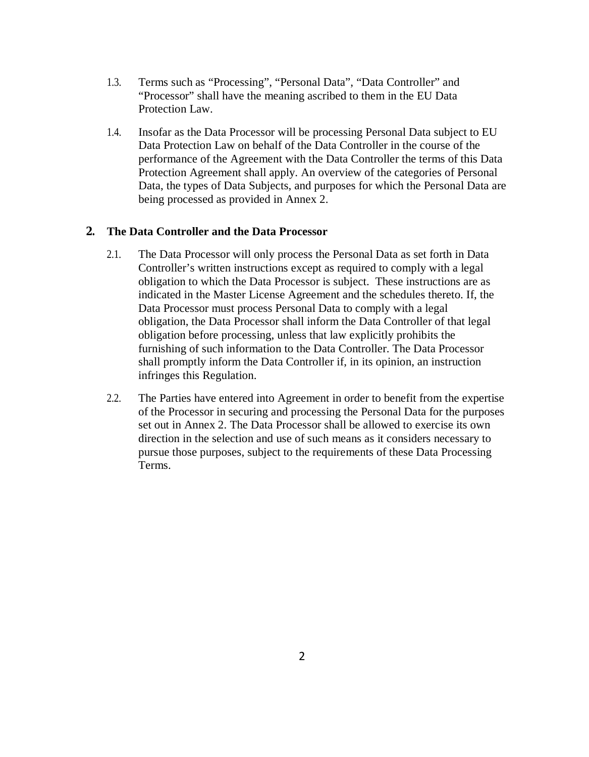1.3. Terms such as "Processing", "Personal Data", "Data Controller" and "Processor" shall have the meaning ascribed to them in the EU Data Protection Law.

1.4. Insofar as the Data Processor will be processing Personal Data subject to EU Data Protection Law on behalf of the Data Controller in the course of the performance of the Agreement with the Data Controller the terms of this Data Protection Agreement shall apply. An overview of the categories of Personal Data, the types of Data Subjects, and purposes for which the Personal Data are being processed as provided in Annex 2.

## 2. The Data Controller and the Data Processor

2.1. The Data Processor will only process the Personal Data as set forth in Data Controller's written instructions except as required to comply with a legal obligation to which the Data Processor is subject. These instructions are as indicated in the Master License Agreement and the schedules thereto. If, the Data Processor must process Personal Data to comply with a legal obligation, the Data Processor shall inform the Data Controller of that legal obligation before processing, unless that law explicitly prohibits the furnishing of such information to the Data Controller. The Data Processor shall promptly inform the Data Controller if, in its opinion, an instruction infringes this Regulation.

2.2. The Parties have entered into Agreement in order to benefit from the expertise of the Processor in securing and processing the Personal Data for the purposes set out in Annex 2. The Data Processor shall be allowed to exercise its own direction in the selection and use of such means as it considers necessary to pursue those purposes, subject to the requirements of these Data Processing Terms.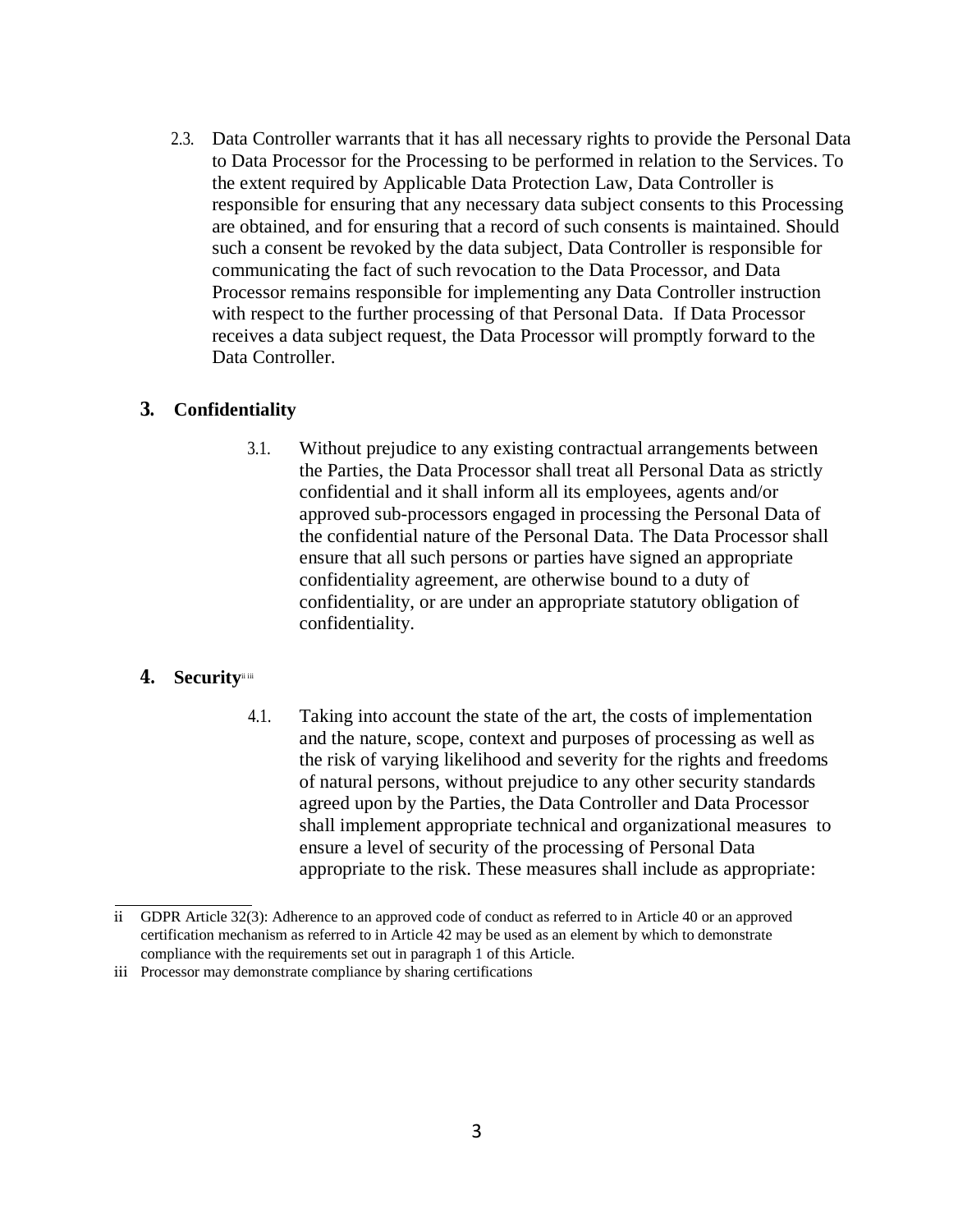2.3. Data Controller warrants that it has all necessary rights to provide the Personal Data to Data Processor for the Processing to be performed in relation to the Services. To the extent required by Applicable Data Protection Law, Data Controller is responsible for ensuring that any necessary data subject consents to this Processing are obtained, and for ensuring that a record of such consents is maintained. Should such a consent be revoked by the data subject, Data Controller is responsible for communicating the fact of such revocation to the Data Processor, and Data Processor remains responsible for implementing any Data Controller instruction with respect to the further processing of that Personal Data. If Data Processor receives a data subject request, the Data Processor will promptly forward to the Data Controller.

## 3. Confidentiality

3.1. Without prejudice to any existing contractual arrangements between the Parties, the Data Processor shall treat all Personal Data as strictly confidential and it shall inform all its employees, agents and/or approved sub-processors engaged in processing the Personal Data of the confidential nature of the Personal Data. The Data Processor shall ensure that all such persons or parties have signed an appropriate confidentiality agreement, are otherwise bound to a duty of confidentiality, or are under an appropriate statutory obligation of confidentiality.

## 4. Security[ii] [iii]

4.1. Taking into account the state of the art, the costs of implementation and the nature, scope, context and purposes of processing as well as the risk of varying likelihood and severity for the rights and freedoms of natural persons, without prejudice to any other security standards agreed upon by the Parties, the Data Controller and Data Processor shall implement appropriate technical and organizational measures to ensure a level of security of the processing of Personal Data appropriate to the risk. These measures shall include as appropriate:

---

ii GDPR Article 32(3): Adherence to an approved code of conduct as referred to in Article 40 or an approved certification mechanism as referred to in Article 42 may be used as an element by which to demonstrate compliance with the requirements set out in paragraph 1 of this Article.

iii Processor may demonstrate compliance by sharing certifications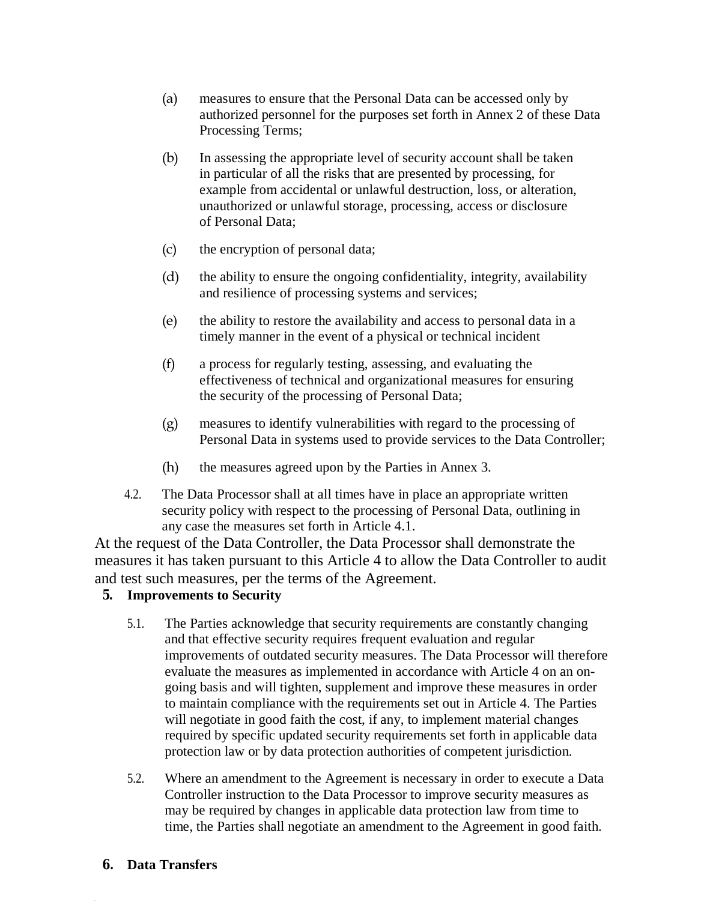(a) measures to ensure that the Personal Data can be accessed only by authorized personnel for the purposes set forth in Annex 2 of these Data Processing Terms;

(b) In assessing the appropriate level of security account shall be taken in particular of all the risks that are presented by processing, for example from accidental or unlawful destruction, loss, or alteration, unauthorized or unlawful storage, processing, access or disclosure of Personal Data;

(c) the encryption of personal data;

(d) the ability to ensure the ongoing confidentiality, integrity, availability and resilience of processing systems and services;

(e) the ability to restore the availability and access to personal data in a timely manner in the event of a physical or technical incident

(f) a process for regularly testing, assessing, and evaluating the effectiveness of technical and organizational measures for ensuring the security of the processing of Personal Data;

(g) measures to identify vulnerabilities with regard to the processing of Personal Data in systems used to provide services to the Data Controller;

(h) the measures agreed upon by the Parties in Annex 3.

4.2. The Data Processor shall at all times have in place an appropriate written security policy with respect to the processing of Personal Data, outlining in any case the measures set forth in Article 4.1.

At the request of the Data Controller, the Data Processor shall demonstrate the measures it has taken pursuant to this Article 4 to allow the Data Controller to audit and test such measures, per the terms of the Agreement.

## 5. Improvements to Security

5.1. The Parties acknowledge that security requirements are constantly changing and that effective security requires frequent evaluation and regular improvements of outdated security measures. The Data Processor will therefore evaluate the measures as implemented in accordance with Article 4 on an on-going basis and will tighten, supplement and improve these measures in order to maintain compliance with the requirements set out in Article 4. The Parties will negotiate in good faith the cost, if any, to implement material changes required by specific updated security requirements set forth in applicable data protection law or by data protection authorities of competent jurisdiction.

5.2. Where an amendment to the Agreement is necessary in order to execute a Data Controller instruction to the Data Processor to improve security measures as may be required by changes in applicable data protection law from time to time, the Parties shall negotiate an amendment to the Agreement in good faith.

## 6. Data Transfers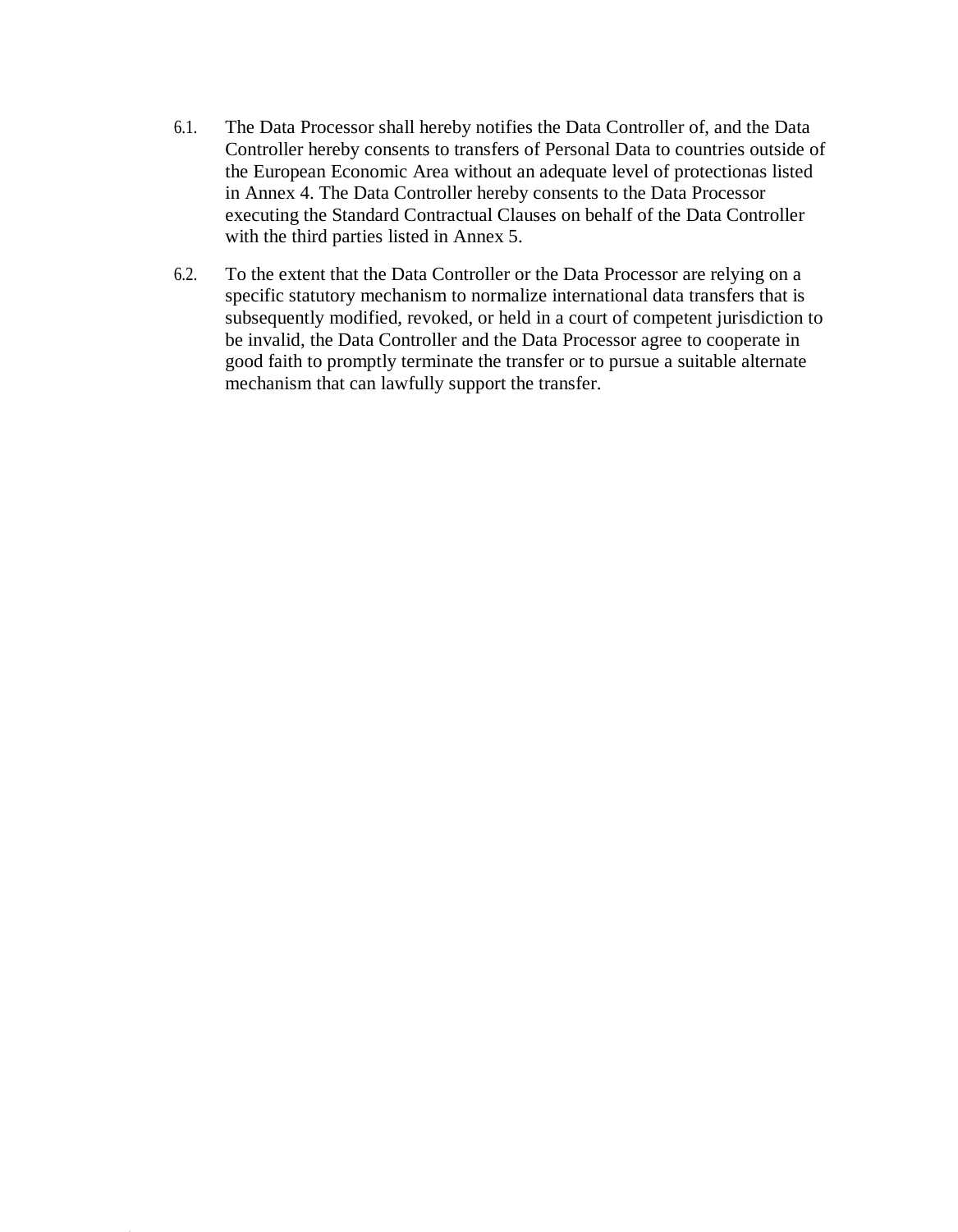6.1. The Data Processor shall hereby notifies the Data Controller of, and the Data Controller hereby consents to transfers of Personal Data to countries outside of the European Economic Area without an adequate level of protectionas listed in Annex 4. The Data Controller hereby consents to the Data Processor executing the Standard Contractual Clauses on behalf of the Data Controller with the third parties listed in Annex 5.

6.2. To the extent that the Data Controller or the Data Processor are relying on a specific statutory mechanism to normalize international data transfers that is subsequently modified, revoked, or held in a court of competent jurisdiction to be invalid, the Data Controller and the Data Processor agree to cooperate in good faith to promptly terminate the transfer or to pursue a suitable alternate mechanism that can lawfully support the transfer.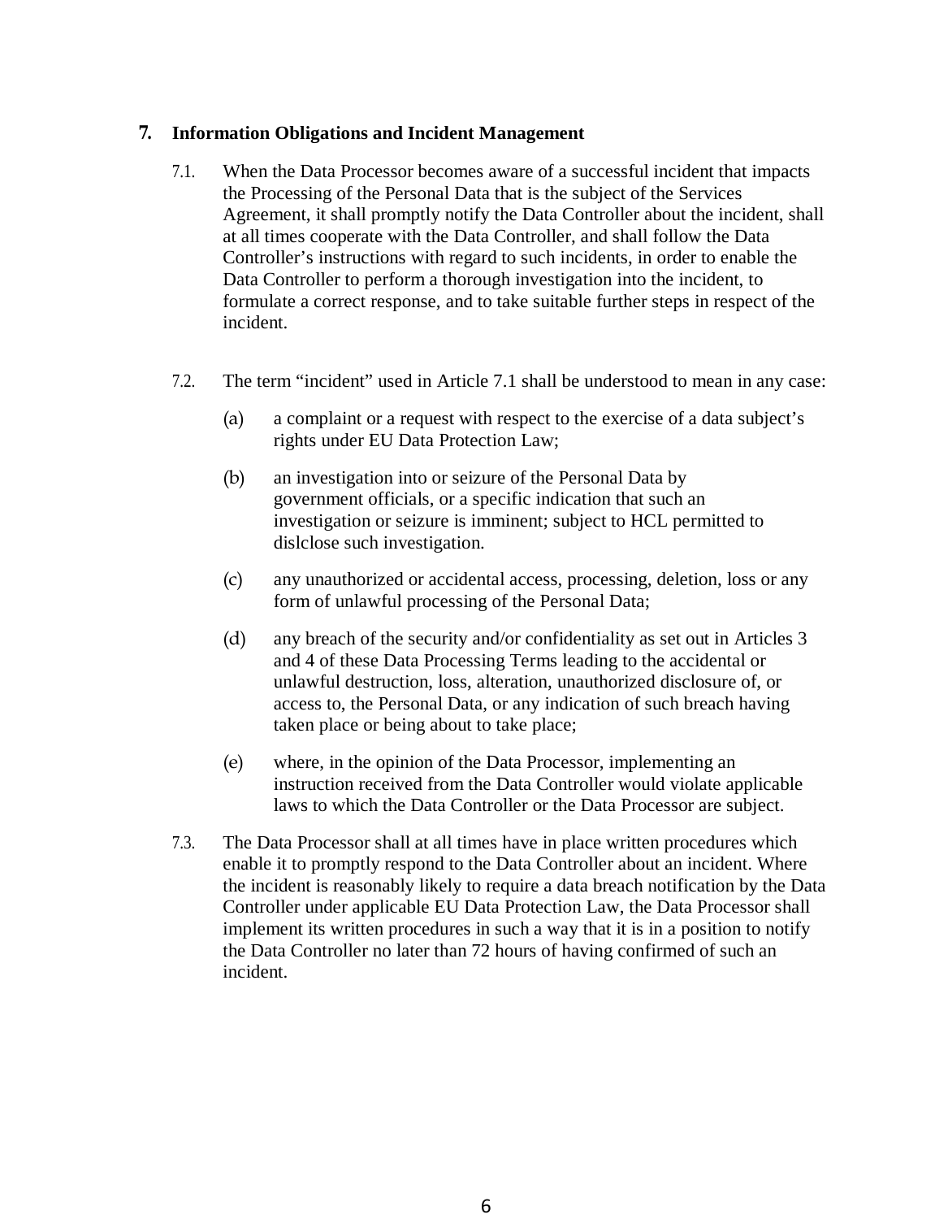## 7. Information Obligations and Incident Management

7.1. When the Data Processor becomes aware of a successful incident that impacts the Processing of the Personal Data that is the subject of the Services Agreement, it shall promptly notify the Data Controller about the incident, shall at all times cooperate with the Data Controller, and shall follow the Data Controller's instructions with regard to such incidents, in order to enable the Data Controller to perform a thorough investigation into the incident, to formulate a correct response, and to take suitable further steps in respect of the incident.

7.2. The term "incident" used in Article 7.1 shall be understood to mean in any case:

(a) a complaint or a request with respect to the exercise of a data subject's rights under EU Data Protection Law;

(b) an investigation into or seizure of the Personal Data by government officials, or a specific indication that such an investigation or seizure is imminent; subject to HCL permitted to dislclose such investigation.

(c) any unauthorized or accidental access, processing, deletion, loss or any form of unlawful processing of the Personal Data;

(d) any breach of the security and/or confidentiality as set out in Articles 3 and 4 of these Data Processing Terms leading to the accidental or unlawful destruction, loss, alteration, unauthorized disclosure of, or access to, the Personal Data, or any indication of such breach having taken place or being about to take place;

(e) where, in the opinion of the Data Processor, implementing an instruction received from the Data Controller would violate applicable laws to which the Data Controller or the Data Processor are subject.

7.3. The Data Processor shall at all times have in place written procedures which enable it to promptly respond to the Data Controller about an incident. Where the incident is reasonably likely to require a data breach notification by the Data Controller under applicable EU Data Protection Law, the Data Processor shall implement its written procedures in such a way that it is in a position to notify the Data Controller no later than 72 hours of having confirmed of such an incident.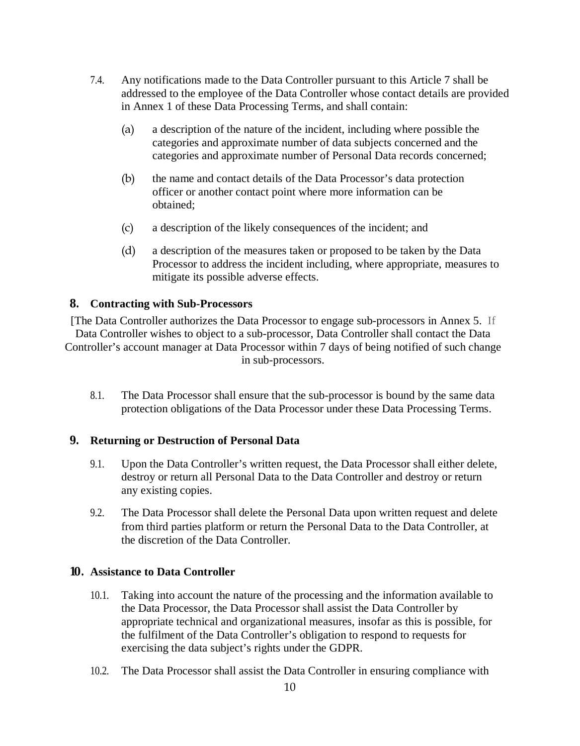7.4. Any notifications made to the Data Controller pursuant to this Article 7 shall be addressed to the employee of the Data Controller whose contact details are provided in Annex 1 of these Data Processing Terms, and shall contain:

(a) a description of the nature of the incident, including where possible the categories and approximate number of data subjects concerned and the categories and approximate number of Personal Data records concerned;

(b) the name and contact details of the Data Processor's data protection officer or another contact point where more information can be obtained;

(c) a description of the likely consequences of the incident; and

(d) a description of the measures taken or proposed to be taken by the Data Processor to address the incident including, where appropriate, measures to mitigate its possible adverse effects.

## 8. Contracting with Sub-Processors

[The Data Controller authorizes the Data Processor to engage sub-processors in Annex 5. If Data Controller wishes to object to a sub-processor, Data Controller shall contact the Data Controller's account manager at Data Processor within 7 days of being notified of such change in sub-processors.

8.1. The Data Processor shall ensure that the sub-processor is bound by the same data protection obligations of the Data Processor under these Data Processing Terms.

## 9. Returning or Destruction of Personal Data

9.1. Upon the Data Controller's written request, the Data Processor shall either delete, destroy or return all Personal Data to the Data Controller and destroy or return any existing copies.

9.2. The Data Processor shall delete the Personal Data upon written request and delete from third parties platform or return the Personal Data to the Data Controller, at the discretion of the Data Controller.

## 10. Assistance to Data Controller

10.1. Taking into account the nature of the processing and the information available to the Data Processor, the Data Processor shall assist the Data Controller by appropriate technical and organizational measures, insofar as this is possible, for the fulfilment of the Data Controller's obligation to respond to requests for exercising the data subject's rights under the GDPR.

10.2. The Data Processor shall assist the Data Controller in ensuring compliance with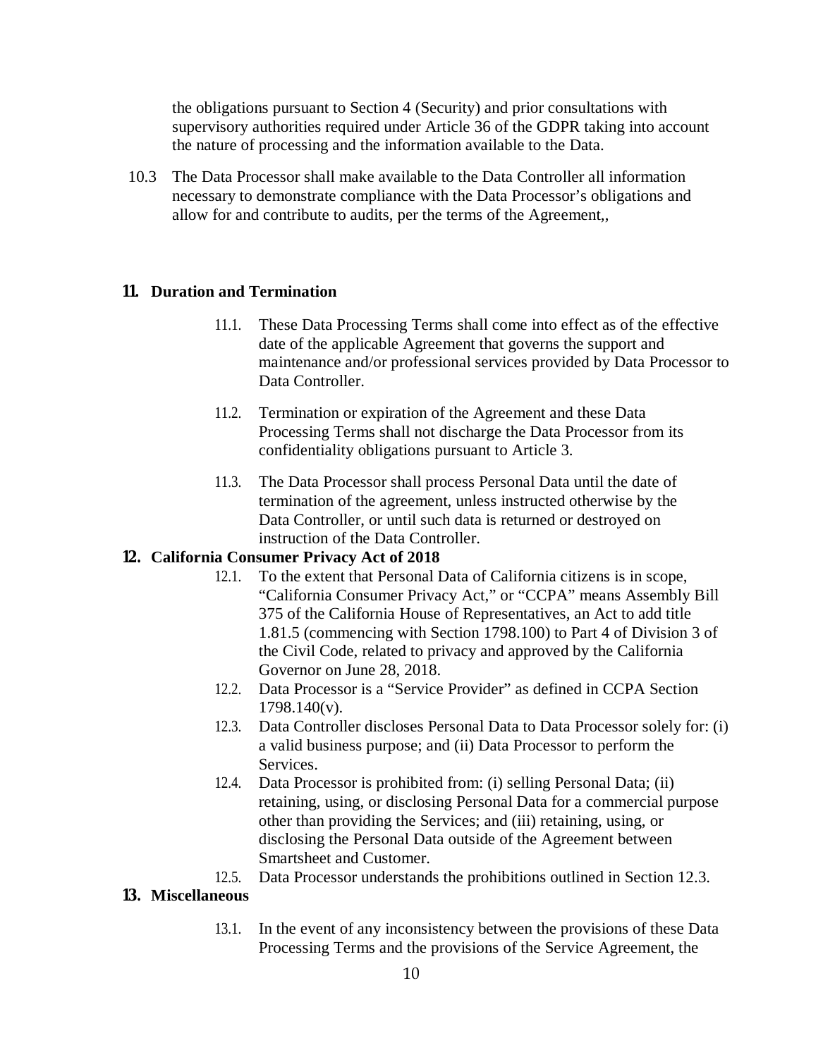the obligations pursuant to Section 4 (Security) and prior consultations with supervisory authorities required under Article 36 of the GDPR taking into account the nature of processing and the information available to the Data.

10.3 The Data Processor shall make available to the Data Controller all information necessary to demonstrate compliance with the Data Processor's obligations and allow for and contribute to audits, per the terms of the Agreement,,

## 11. Duration and Termination

11.1. These Data Processing Terms shall come into effect as of the effective date of the applicable Agreement that governs the support and maintenance and/or professional services provided by Data Processor to Data Controller.

11.2. Termination or expiration of the Agreement and these Data Processing Terms shall not discharge the Data Processor from its confidentiality obligations pursuant to Article 3.

11.3. The Data Processor shall process Personal Data until the date of termination of the agreement, unless instructed otherwise by the Data Controller, or until such data is returned or destroyed on instruction of the Data Controller.

## 12. California Consumer Privacy Act of 2018

12.1. To the extent that Personal Data of California citizens is in scope, "California Consumer Privacy Act," or "CCPA" means Assembly Bill 375 of the California House of Representatives, an Act to add title 1.81.5 (commencing with Section 1798.100) to Part 4 of Division 3 of the Civil Code, related to privacy and approved by the California Governor on June 28, 2018.

12.2. Data Processor is a "Service Provider" as defined in CCPA Section 1798.140(v).

12.3. Data Controller discloses Personal Data to Data Processor solely for: (i) a valid business purpose; and (ii) Data Processor to perform the Services.

12.4. Data Processor is prohibited from: (i) selling Personal Data; (ii) retaining, using, or disclosing Personal Data for a commercial purpose other than providing the Services; and (iii) retaining, using, or disclosing the Personal Data outside of the Agreement between Smartsheet and Customer.

12.5. Data Processor understands the prohibitions outlined in Section 12.3.

## 13. Miscellaneous

13.1. In the event of any inconsistency between the provisions of these Data Processing Terms and the provisions of the Service Agreement, the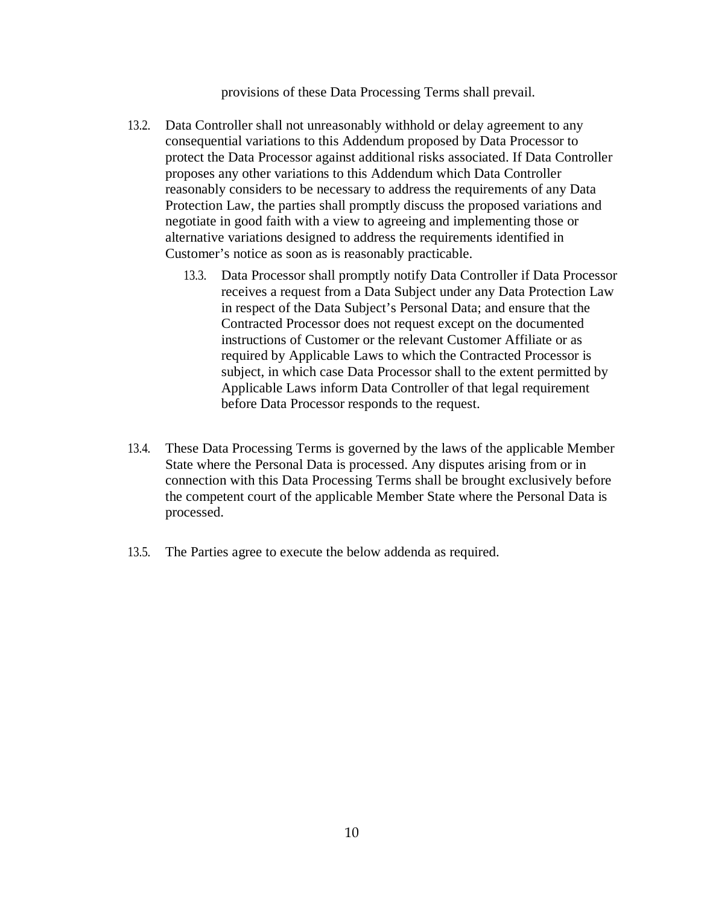provisions of these Data Processing Terms shall prevail.

13.2. Data Controller shall not unreasonably withhold or delay agreement to any consequential variations to this Addendum proposed by Data Processor to protect the Data Processor against additional risks associated. If Data Controller proposes any other variations to this Addendum which Data Controller reasonably considers to be necessary to address the requirements of any Data Protection Law, the parties shall promptly discuss the proposed variations and negotiate in good faith with a view to agreeing and implementing those or alternative variations designed to address the requirements identified in Customer's notice as soon as is reasonably practicable.

13.3. Data Processor shall promptly notify Data Controller if Data Processor receives a request from a Data Subject under any Data Protection Law in respect of the Data Subject's Personal Data; and ensure that the Contracted Processor does not request except on the documented instructions of Customer or the relevant Customer Affiliate or as required by Applicable Laws to which the Contracted Processor is subject, in which case Data Processor shall to the extent permitted by Applicable Laws inform Data Controller of that legal requirement before Data Processor responds to the request.

13.4. These Data Processing Terms is governed by the laws of the applicable Member State where the Personal Data is processed. Any disputes arising from or in connection with this Data Processing Terms shall be brought exclusively before the competent court of the applicable Member State where the Personal Data is processed.

13.5. The Parties agree to execute the below addenda as required.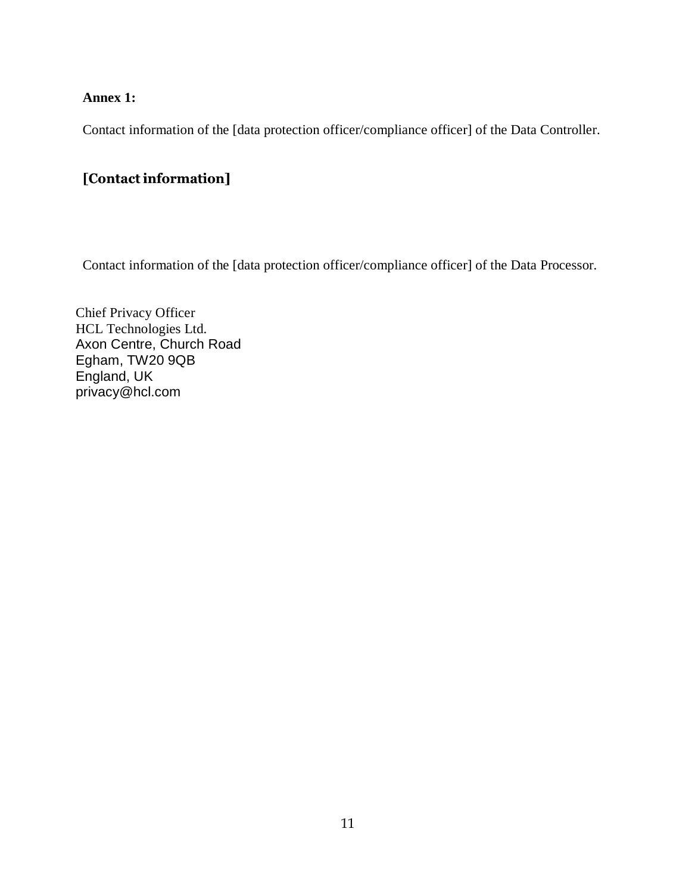**Annex 1:**

Contact information of the [data protection officer/compliance officer] of the Data Controller.

**[Contact information]**

Contact information of the [data protection officer/compliance officer] of the Data Processor.

Chief Privacy Officer
HCL Technologies Ltd.
Axon Centre, Church Road
Egham, TW20 9QB
England, UK
privacy@hcl.com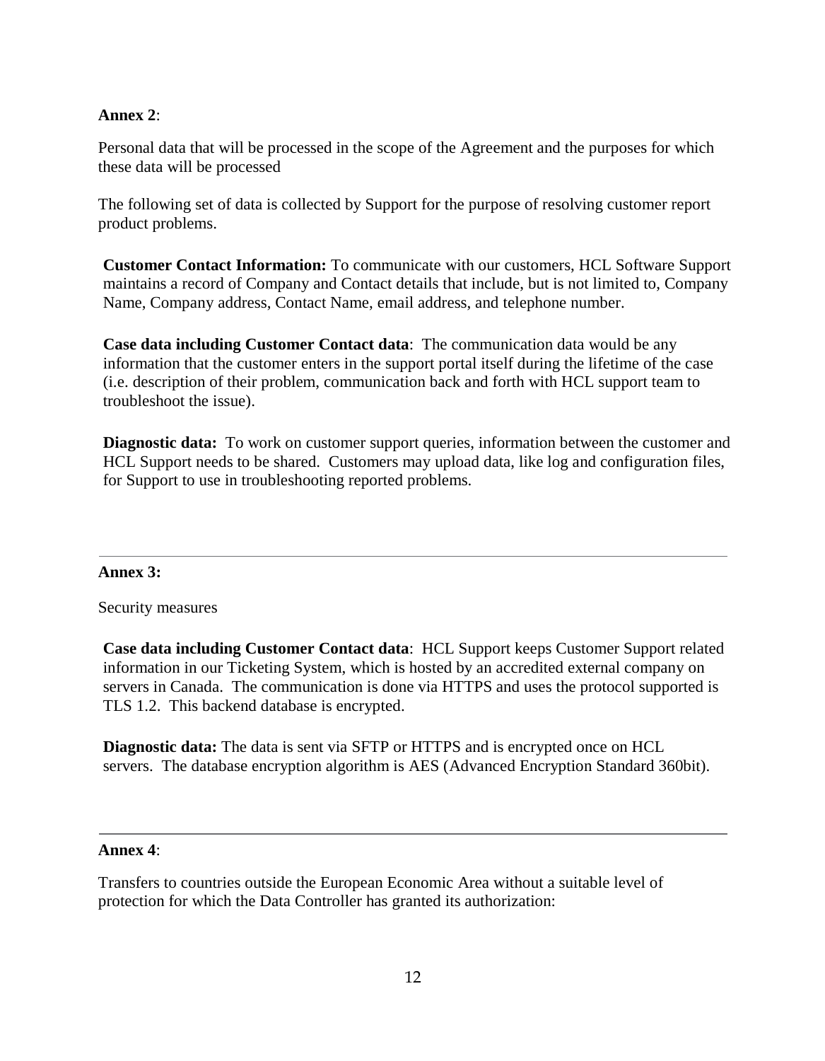**Annex 2**:

Personal data that will be processed in the scope of the Agreement and the purposes for which these data will be processed

The following set of data is collected by Support for the purpose of resolving customer report product problems.

**Customer Contact Information:** To communicate with our customers, HCL Software Support maintains a record of Company and Contact details that include, but is not limited to, Company Name, Company address, Contact Name, email address, and telephone number.

**Case data including Customer Contact data**: The communication data would be any information that the customer enters in the support portal itself during the lifetime of the case (i.e. description of their problem, communication back and forth with HCL support team to troubleshoot the issue).

**Diagnostic data:** To work on customer support queries, information between the customer and HCL Support needs to be shared. Customers may upload data, like log and configuration files, for Support to use in troubleshooting reported problems.

---

**Annex 3:**

Security measures

**Case data including Customer Contact data**: HCL Support keeps Customer Support related information in our Ticketing System, which is hosted by an accredited external company on servers in Canada. The communication is done via HTTPS and uses the protocol supported is TLS 1.2. This backend database is encrypted.

**Diagnostic data:** The data is sent via SFTP or HTTPS and is encrypted once on HCL servers. The database encryption algorithm is AES (Advanced Encryption Standard 360bit).

---

**Annex 4**:

Transfers to countries outside the European Economic Area without a suitable level of protection for which the Data Controller has granted its authorization: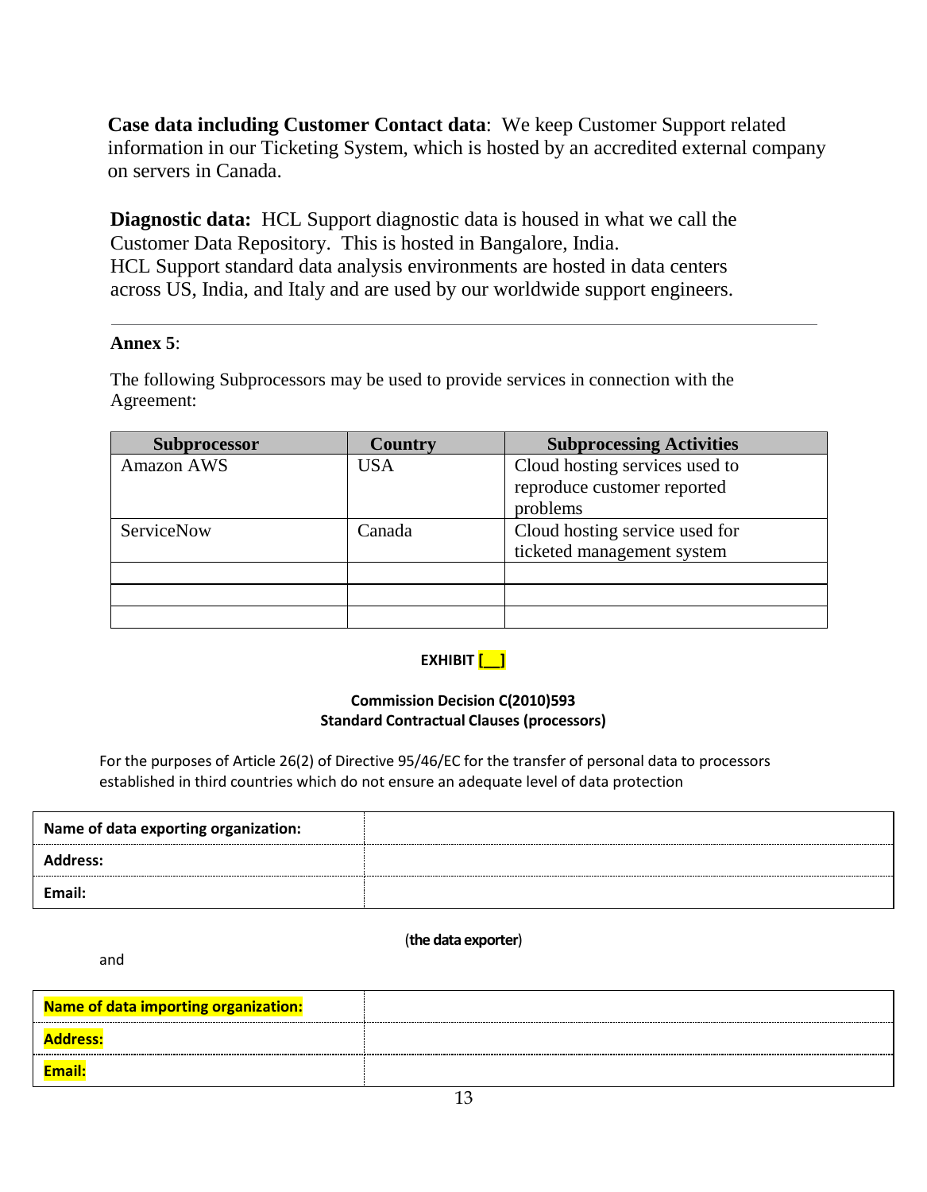**Case data including Customer Contact data**: We keep Customer Support related information in our Ticketing System, which is hosted by an accredited external company on servers in Canada.

**Diagnostic data:** HCL Support diagnostic data is housed in what we call the Customer Data Repository. This is hosted in Bangalore, India.
HCL Support standard data analysis environments are hosted in data centers across US, India, and Italy and are used by our worldwide support engineers.

---

**Annex 5**:

The following Subprocessors may be used to provide services in connection with the Agreement:

| Subprocessor | Country | Subprocessing Activities |
|---|---|---|
| Amazon AWS | USA | Cloud hosting services used to reproduce customer reported problems |
| ServiceNow | Canada | Cloud hosting service used for ticketed management system |
| | | |
| | | |
| | | |

**EXHIBIT [__]**

**Commission Decision C(2010)593**
**Standard Contractual Clauses (processors)**

For the purposes of Article 26(2) of Directive 95/46/EC for the transfer of personal data to processors established in third countries which do not ensure an adequate level of data protection

| | |
|---|---|
| **Name of data exporting organization:** | |
| **Address:** | |
| **Email:** | |

(**the data exporter**)

and

| | |
|---|---|
| **Name of data importing organization:** | |
| **Address:** | |
| **Email:** | |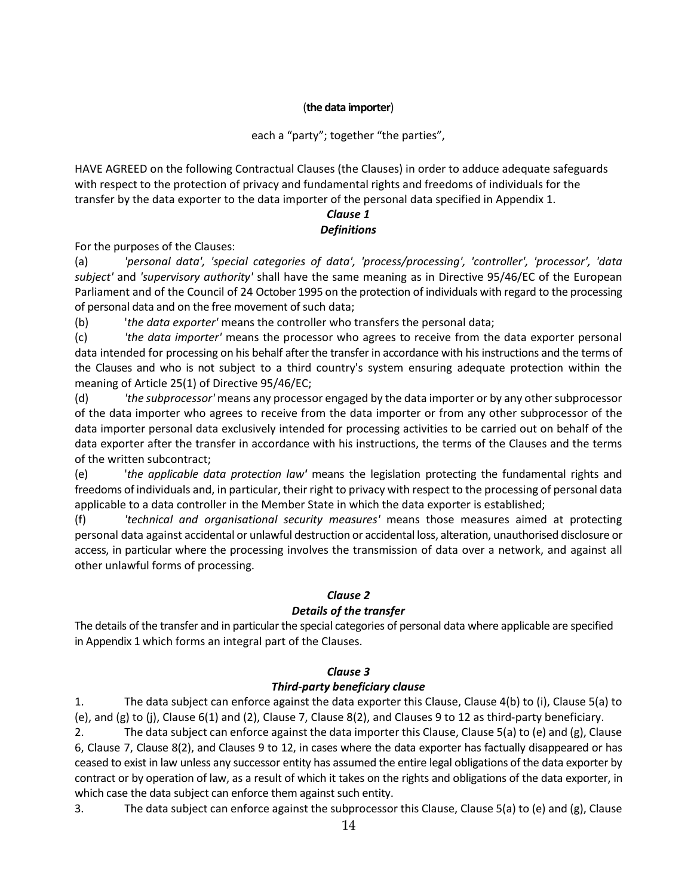(**the data importer**)

each a "party"; together "the parties",

HAVE AGREED on the following Contractual Clauses (the Clauses) in order to adduce adequate safeguards with respect to the protection of privacy and fundamental rights and freedoms of individuals for the transfer by the data exporter to the data importer of the personal data specified in Appendix 1.

***Clause 1***

***Definitions***

For the purposes of the Clauses:

(a) *'personal data', 'special categories of data', 'process/processing', 'controller', 'processor', 'data subject'* and *'supervisory authority'* shall have the same meaning as in Directive 95/46/EC of the European Parliament and of the Council of 24 October 1995 on the protection of individuals with regard to the processing of personal data and on the free movement of such data;

(b) '*the data exporter'* means the controller who transfers the personal data;

(c) *'the data importer'* means the processor who agrees to receive from the data exporter personal data intended for processing on his behalf after the transfer in accordance with his instructions and the terms of the Clauses and who is not subject to a third country's system ensuring adequate protection within the meaning of Article 25(1) of Directive 95/46/EC;

(d) *'the subprocessor'* means any processor engaged by the data importer or by any other subprocessor of the data importer who agrees to receive from the data importer or from any other subprocessor of the data importer personal data exclusively intended for processing activities to be carried out on behalf of the data exporter after the transfer in accordance with his instructions, the terms of the Clauses and the terms of the written subcontract;

(e) '*the applicable data protection law'* means the legislation protecting the fundamental rights and freedoms of individuals and, in particular, their right to privacy with respect to the processing of personal data applicable to a data controller in the Member State in which the data exporter is established;

(f) *'technical and organisational security measures'* means those measures aimed at protecting personal data against accidental or unlawful destruction or accidental loss, alteration, unauthorised disclosure or access, in particular where the processing involves the transmission of data over a network, and against all other unlawful forms of processing.

***Clause 2***

***Details of the transfer***

The details of the transfer and in particular the special categories of personal data where applicable are specified in Appendix 1 which forms an integral part of the Clauses.

***Clause 3***

***Third-party beneficiary clause***

1. The data subject can enforce against the data exporter this Clause, Clause 4(b) to (i), Clause 5(a) to (e), and (g) to (j), Clause 6(1) and (2), Clause 7, Clause 8(2), and Clauses 9 to 12 as third-party beneficiary.

2. The data subject can enforce against the data importer this Clause, Clause 5(a) to (e) and (g), Clause 6, Clause 7, Clause 8(2), and Clauses 9 to 12, in cases where the data exporter has factually disappeared or has ceased to exist in law unless any successor entity has assumed the entire legal obligations of the data exporter by contract or by operation of law, as a result of which it takes on the rights and obligations of the data exporter, in which case the data subject can enforce them against such entity.

3. The data subject can enforce against the subprocessor this Clause, Clause 5(a) to (e) and (g), Clause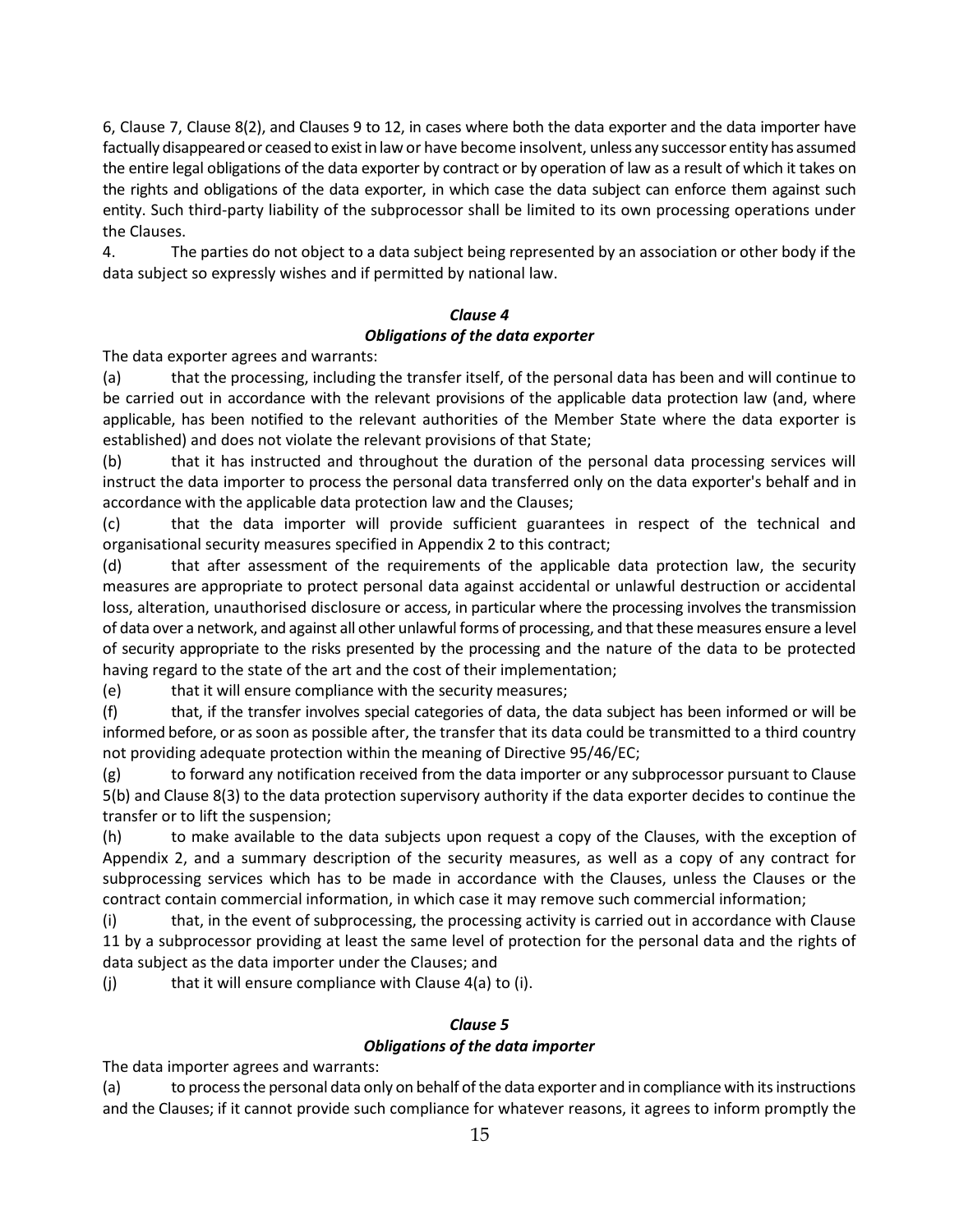6, Clause 7, Clause 8(2), and Clauses 9 to 12, in cases where both the data exporter and the data importer have factually disappeared or ceased to exist in law or have become insolvent, unless any successor entity has assumed the entire legal obligations of the data exporter by contract or by operation of law as a result of which it takes on the rights and obligations of the data exporter, in which case the data subject can enforce them against such entity. Such third-party liability of the subprocessor shall be limited to its own processing operations under the Clauses.

4. The parties do not object to a data subject being represented by an association or other body if the data subject so expressly wishes and if permitted by national law.

### *Clause 4*
### *Obligations of the data exporter*

The data exporter agrees and warrants:

(a) that the processing, including the transfer itself, of the personal data has been and will continue to be carried out in accordance with the relevant provisions of the applicable data protection law (and, where applicable, has been notified to the relevant authorities of the Member State where the data exporter is established) and does not violate the relevant provisions of that State;

(b) that it has instructed and throughout the duration of the personal data processing services will instruct the data importer to process the personal data transferred only on the data exporter's behalf and in accordance with the applicable data protection law and the Clauses;

(c) that the data importer will provide sufficient guarantees in respect of the technical and organisational security measures specified in Appendix 2 to this contract;

(d) that after assessment of the requirements of the applicable data protection law, the security measures are appropriate to protect personal data against accidental or unlawful destruction or accidental loss, alteration, unauthorised disclosure or access, in particular where the processing involves the transmission of data over a network, and against all other unlawful forms of processing, and that these measures ensure a level of security appropriate to the risks presented by the processing and the nature of the data to be protected having regard to the state of the art and the cost of their implementation;

(e) that it will ensure compliance with the security measures;

(f) that, if the transfer involves special categories of data, the data subject has been informed or will be informed before, or as soon as possible after, the transfer that its data could be transmitted to a third country not providing adequate protection within the meaning of Directive 95/46/EC;

(g) to forward any notification received from the data importer or any subprocessor pursuant to Clause 5(b) and Clause 8(3) to the data protection supervisory authority if the data exporter decides to continue the transfer or to lift the suspension;

(h) to make available to the data subjects upon request a copy of the Clauses, with the exception of Appendix 2, and a summary description of the security measures, as well as a copy of any contract for subprocessing services which has to be made in accordance with the Clauses, unless the Clauses or the contract contain commercial information, in which case it may remove such commercial information;

(i) that, in the event of subprocessing, the processing activity is carried out in accordance with Clause 11 by a subprocessor providing at least the same level of protection for the personal data and the rights of data subject as the data importer under the Clauses; and

(j) that it will ensure compliance with Clause 4(a) to (i).

### *Clause 5*
### *Obligations of the data importer*

The data importer agrees and warrants:

(a) to process the personal data only on behalf of the data exporter and in compliance with its instructions and the Clauses; if it cannot provide such compliance for whatever reasons, it agrees to inform promptly the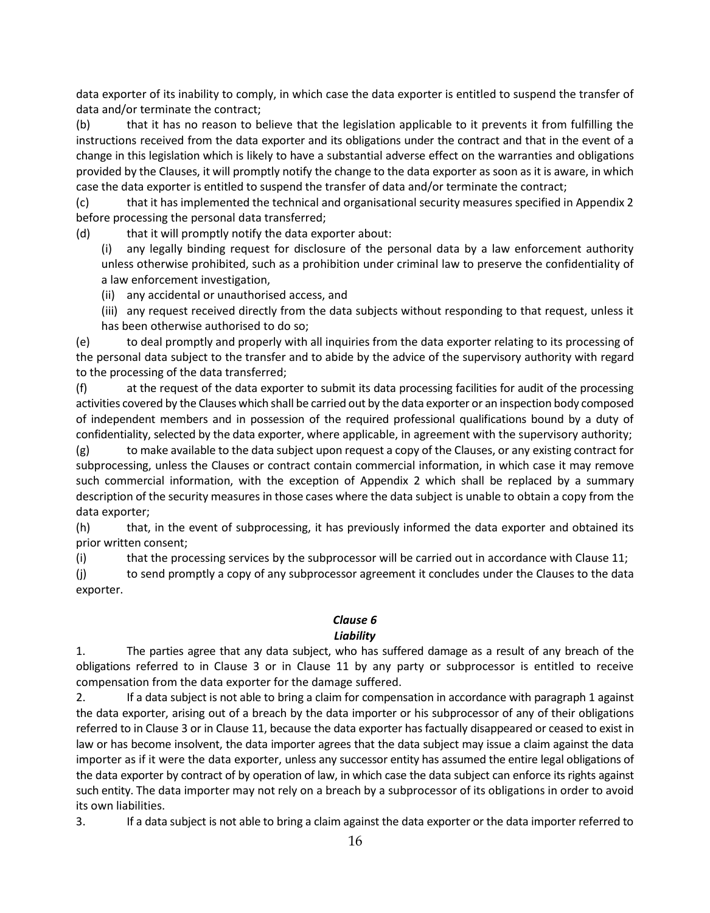data exporter of its inability to comply, in which case the data exporter is entitled to suspend the transfer of data and/or terminate the contract;

(b) that it has no reason to believe that the legislation applicable to it prevents it from fulfilling the instructions received from the data exporter and its obligations under the contract and that in the event of a change in this legislation which is likely to have a substantial adverse effect on the warranties and obligations provided by the Clauses, it will promptly notify the change to the data exporter as soon as it is aware, in which case the data exporter is entitled to suspend the transfer of data and/or terminate the contract;

(c) that it has implemented the technical and organisational security measures specified in Appendix 2 before processing the personal data transferred;

(d) that it will promptly notify the data exporter about:

(i) any legally binding request for disclosure of the personal data by a law enforcement authority unless otherwise prohibited, such as a prohibition under criminal law to preserve the confidentiality of a law enforcement investigation,

(ii) any accidental or unauthorised access, and

(iii) any request received directly from the data subjects without responding to that request, unless it has been otherwise authorised to do so;

(e) to deal promptly and properly with all inquiries from the data exporter relating to its processing of the personal data subject to the transfer and to abide by the advice of the supervisory authority with regard to the processing of the data transferred;

(f) at the request of the data exporter to submit its data processing facilities for audit of the processing activities covered by the Clauses which shall be carried out by the data exporter or an inspection body composed of independent members and in possession of the required professional qualifications bound by a duty of confidentiality, selected by the data exporter, where applicable, in agreement with the supervisory authority;

(g) to make available to the data subject upon request a copy of the Clauses, or any existing contract for subprocessing, unless the Clauses or contract contain commercial information, in which case it may remove such commercial information, with the exception of Appendix 2 which shall be replaced by a summary description of the security measures in those cases where the data subject is unable to obtain a copy from the data exporter;

(h) that, in the event of subprocessing, it has previously informed the data exporter and obtained its prior written consent;

(i) that the processing services by the subprocessor will be carried out in accordance with Clause 11;

(j) to send promptly a copy of any subprocessor agreement it concludes under the Clauses to the data exporter.

### *Clause 6*
### *Liability*

1. The parties agree that any data subject, who has suffered damage as a result of any breach of the obligations referred to in Clause 3 or in Clause 11 by any party or subprocessor is entitled to receive compensation from the data exporter for the damage suffered.

2. If a data subject is not able to bring a claim for compensation in accordance with paragraph 1 against the data exporter, arising out of a breach by the data importer or his subprocessor of any of their obligations referred to in Clause 3 or in Clause 11, because the data exporter has factually disappeared or ceased to exist in law or has become insolvent, the data importer agrees that the data subject may issue a claim against the data importer as if it were the data exporter, unless any successor entity has assumed the entire legal obligations of the data exporter by contract of by operation of law, in which case the data subject can enforce its rights against such entity. The data importer may not rely on a breach by a subprocessor of its obligations in order to avoid its own liabilities.

3. If a data subject is not able to bring a claim against the data exporter or the data importer referred to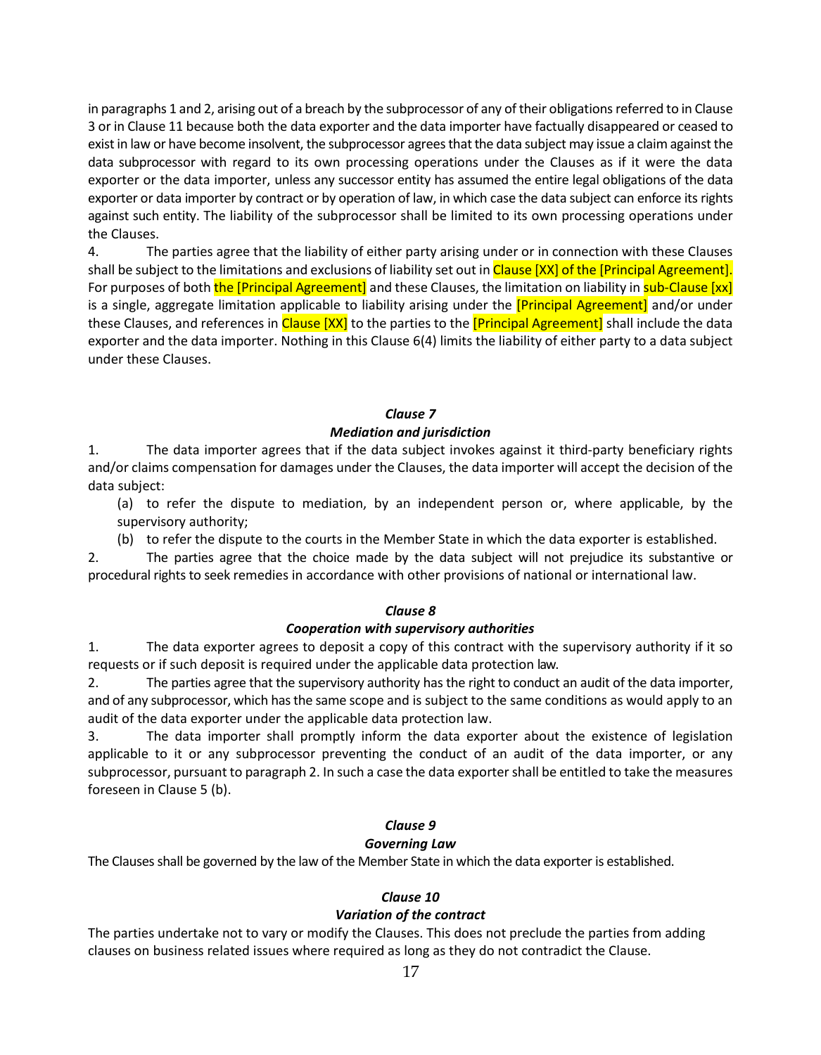in paragraphs 1 and 2, arising out of a breach by the subprocessor of any of their obligations referred to in Clause 3 or in Clause 11 because both the data exporter and the data importer have factually disappeared or ceased to exist in law or have become insolvent, the subprocessor agrees that the data subject may issue a claim against the data subprocessor with regard to its own processing operations under the Clauses as if it were the data exporter or the data importer, unless any successor entity has assumed the entire legal obligations of the data exporter or data importer by contract or by operation of law, in which case the data subject can enforce its rights against such entity. The liability of the subprocessor shall be limited to its own processing operations under the Clauses.

4. The parties agree that the liability of either party arising under or in connection with these Clauses shall be subject to the limitations and exclusions of liability set out in Clause [XX] of the [Principal Agreement]. For purposes of both the [Principal Agreement] and these Clauses, the limitation on liability in sub-Clause [xx] is a single, aggregate limitation applicable to liability arising under the [Principal Agreement] and/or under these Clauses, and references in Clause [XX] to the parties to the [Principal Agreement] shall include the data exporter and the data importer. Nothing in this Clause 6(4) limits the liability of either party to a data subject under these Clauses.

### *Clause 7*
### *Mediation and jurisdiction*

1. The data importer agrees that if the data subject invokes against it third-party beneficiary rights and/or claims compensation for damages under the Clauses, the data importer will accept the decision of the data subject:

(a) to refer the dispute to mediation, by an independent person or, where applicable, by the supervisory authority;

(b) to refer the dispute to the courts in the Member State in which the data exporter is established.

2. The parties agree that the choice made by the data subject will not prejudice its substantive or procedural rights to seek remedies in accordance with other provisions of national or international law.

### *Clause 8*
### *Cooperation with supervisory authorities*

1. The data exporter agrees to deposit a copy of this contract with the supervisory authority if it so requests or if such deposit is required under the applicable data protection law.

2. The parties agree that the supervisory authority has the right to conduct an audit of the data importer, and of any subprocessor, which has the same scope and is subject to the same conditions as would apply to an audit of the data exporter under the applicable data protection law.

3. The data importer shall promptly inform the data exporter about the existence of legislation applicable to it or any subprocessor preventing the conduct of an audit of the data importer, or any subprocessor, pursuant to paragraph 2. In such a case the data exporter shall be entitled to take the measures foreseen in Clause 5 (b).

### *Clause 9*
### *Governing Law*

The Clauses shall be governed by the law of the Member State in which the data exporter is established.

### *Clause 10*
### *Variation of the contract*

The parties undertake not to vary or modify the Clauses. This does not preclude the parties from adding clauses on business related issues where required as long as they do not contradict the Clause.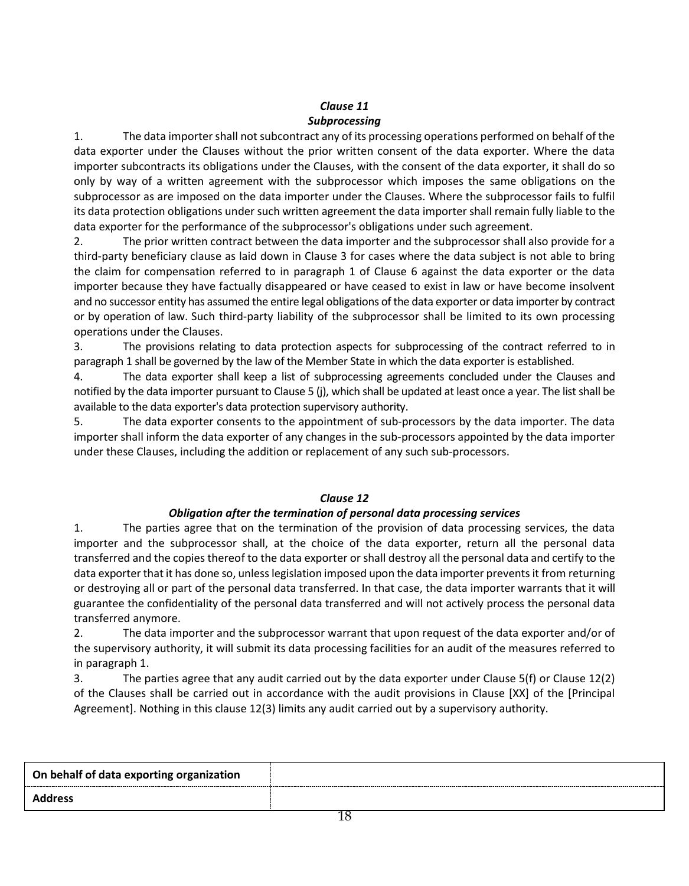### *Clause 11*
### *Subprocessing*

1. The data importer shall not subcontract any of its processing operations performed on behalf of the data exporter under the Clauses without the prior written consent of the data exporter. Where the data importer subcontracts its obligations under the Clauses, with the consent of the data exporter, it shall do so only by way of a written agreement with the subprocessor which imposes the same obligations on the subprocessor as are imposed on the data importer under the Clauses. Where the subprocessor fails to fulfil its data protection obligations under such written agreement the data importer shall remain fully liable to the data exporter for the performance of the subprocessor's obligations under such agreement.
2. The prior written contract between the data importer and the subprocessor shall also provide for a third-party beneficiary clause as laid down in Clause 3 for cases where the data subject is not able to bring the claim for compensation referred to in paragraph 1 of Clause 6 against the data exporter or the data importer because they have factually disappeared or have ceased to exist in law or have become insolvent and no successor entity has assumed the entire legal obligations of the data exporter or data importer by contract or by operation of law. Such third-party liability of the subprocessor shall be limited to its own processing operations under the Clauses.
3. The provisions relating to data protection aspects for subprocessing of the contract referred to in paragraph 1 shall be governed by the law of the Member State in which the data exporter is established.
4. The data exporter shall keep a list of subprocessing agreements concluded under the Clauses and notified by the data importer pursuant to Clause 5 (j), which shall be updated at least once a year. The list shall be available to the data exporter's data protection supervisory authority.
5. The data exporter consents to the appointment of sub-processors by the data importer. The data importer shall inform the data exporter of any changes in the sub-processors appointed by the data importer under these Clauses, including the addition or replacement of any such sub-processors.

### *Clause 12*
### *Obligation after the termination of personal data processing services*

1. The parties agree that on the termination of the provision of data processing services, the data importer and the subprocessor shall, at the choice of the data exporter, return all the personal data transferred and the copies thereof to the data exporter or shall destroy all the personal data and certify to the data exporter that it has done so, unless legislation imposed upon the data importer prevents it from returning or destroying all or part of the personal data transferred. In that case, the data importer warrants that it will guarantee the confidentiality of the personal data transferred and will not actively process the personal data transferred anymore.
2. The data importer and the subprocessor warrant that upon request of the data exporter and/or of the supervisory authority, it will submit its data processing facilities for an audit of the measures referred to in paragraph 1.
3. The parties agree that any audit carried out by the data exporter under Clause 5(f) or Clause 12(2) of the Clauses shall be carried out in accordance with the audit provisions in Clause [XX] of the [Principal Agreement]. Nothing in this clause 12(3) limits any audit carried out by a supervisory authority.

| **On behalf of data exporting organization** | |
|---|---|
| **Address** | |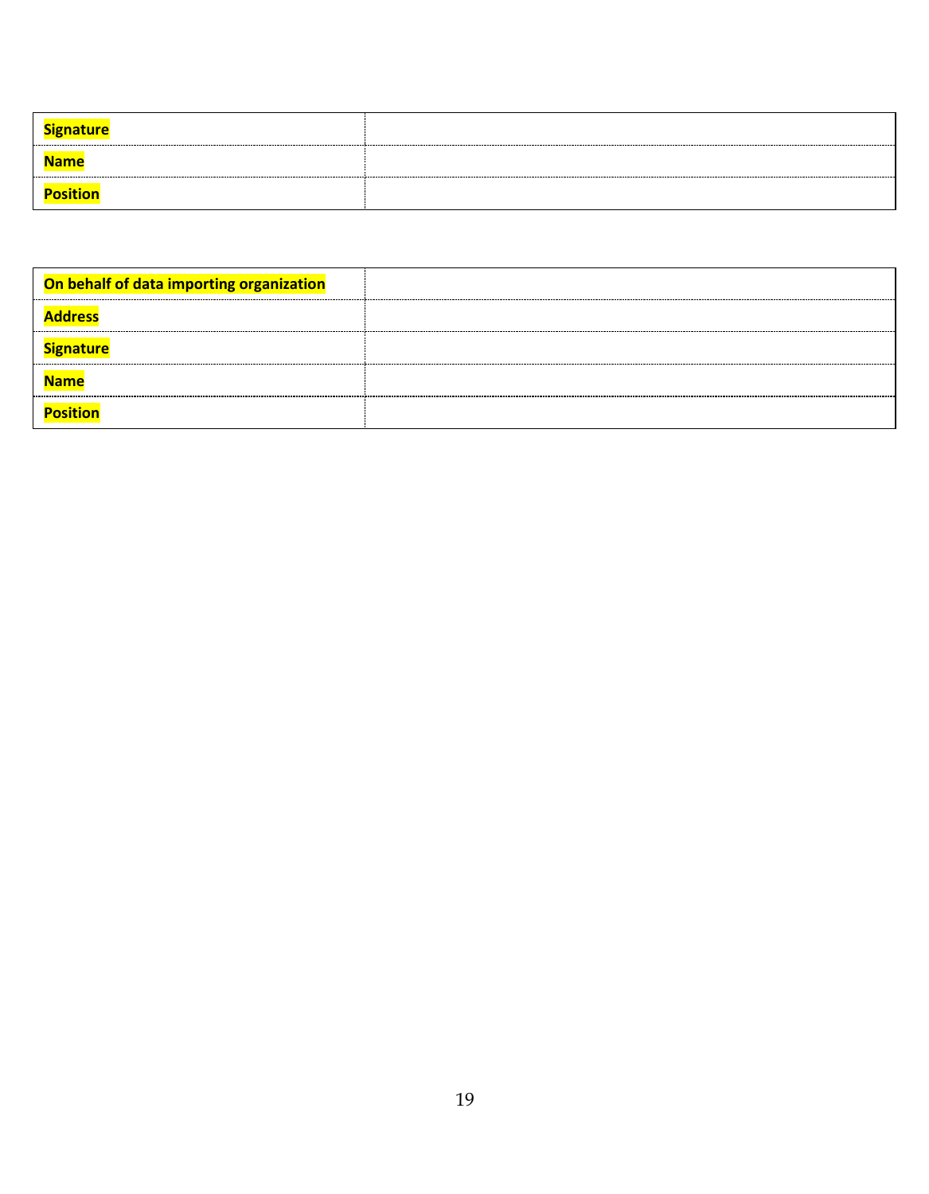| **Signature** | |
| --- | --- |
| **Name** | |
| **Position** | |

| **On behalf of data importing organization** | |
| --- | --- |
| **Address** | |
| **Signature** | |
| **Name** | |
| **Position** | |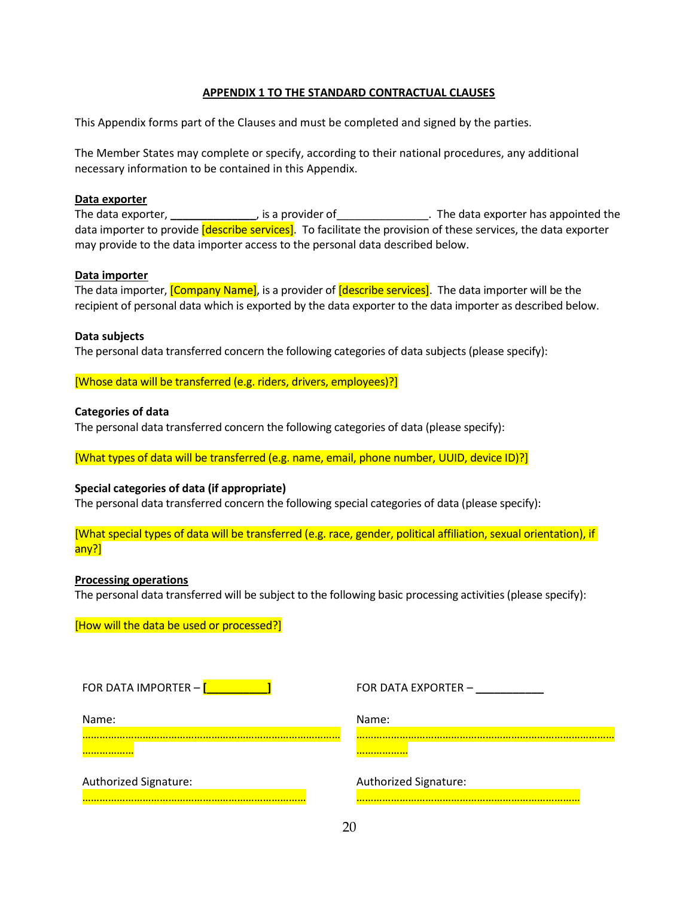**APPENDIX 1 TO THE STANDARD CONTRACTUAL CLAUSES**

This Appendix forms part of the Clauses and must be completed and signed by the parties.

The Member States may complete or specify, according to their national procedures, any additional necessary information to be contained in this Appendix.

**Data exporter**

The data exporter, ______________, is a provider of_______________. The data exporter has appointed the data importer to provide [describe services]. To facilitate the provision of these services, the data exporter may provide to the data importer access to the personal data described below.

**Data importer**

The data importer, [Company Name], is a provider of [describe services]. The data importer will be the recipient of personal data which is exported by the data exporter to the data importer as described below.

**Data subjects**

The personal data transferred concern the following categories of data subjects (please specify):

[Whose data will be transferred (e.g. riders, drivers, employees)?]

**Categories of data**

The personal data transferred concern the following categories of data (please specify):

[What types of data will be transferred (e.g. name, email, phone number, UUID, device ID)?]

**Special categories of data (if appropriate)**

The personal data transferred concern the following special categories of data (please specify):

[What special types of data will be transferred (e.g. race, gender, political affiliation, sexual orientation), if any?]

**Processing operations**

The personal data transferred will be subject to the following basic processing activities (please specify):

[How will the data be used or processed?]

| FOR DATA IMPORTER – [__________] | FOR DATA EXPORTER – ___________ |
|---|---|
| Name: | Name: |
| ………………………………………………………………………………………… | ………………………………………………………………………………………… |
| Authorized Signature: | Authorized Signature: |
| …………………………………………………………………… | …………………………………………………………………… |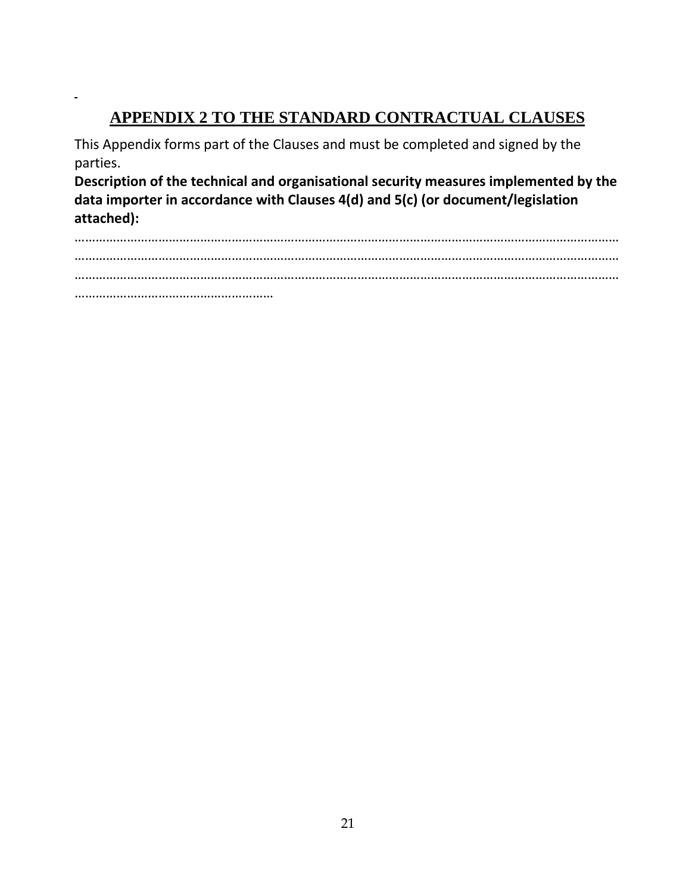# APPENDIX 2 TO THE STANDARD CONTRACTUAL CLAUSES

This Appendix forms part of the Clauses and must be completed and signed by the parties.

**Description of the technical and organisational security measures implemented by the data importer in accordance with Clauses 4(d) and 5(c) (or document/legislation attached):**

………………………………………………………………………………………………………………………………………………
………………………………………………………………………………………………………………………………………………
………………………………………………………………………………………………………………………………………………
…………………………………………………